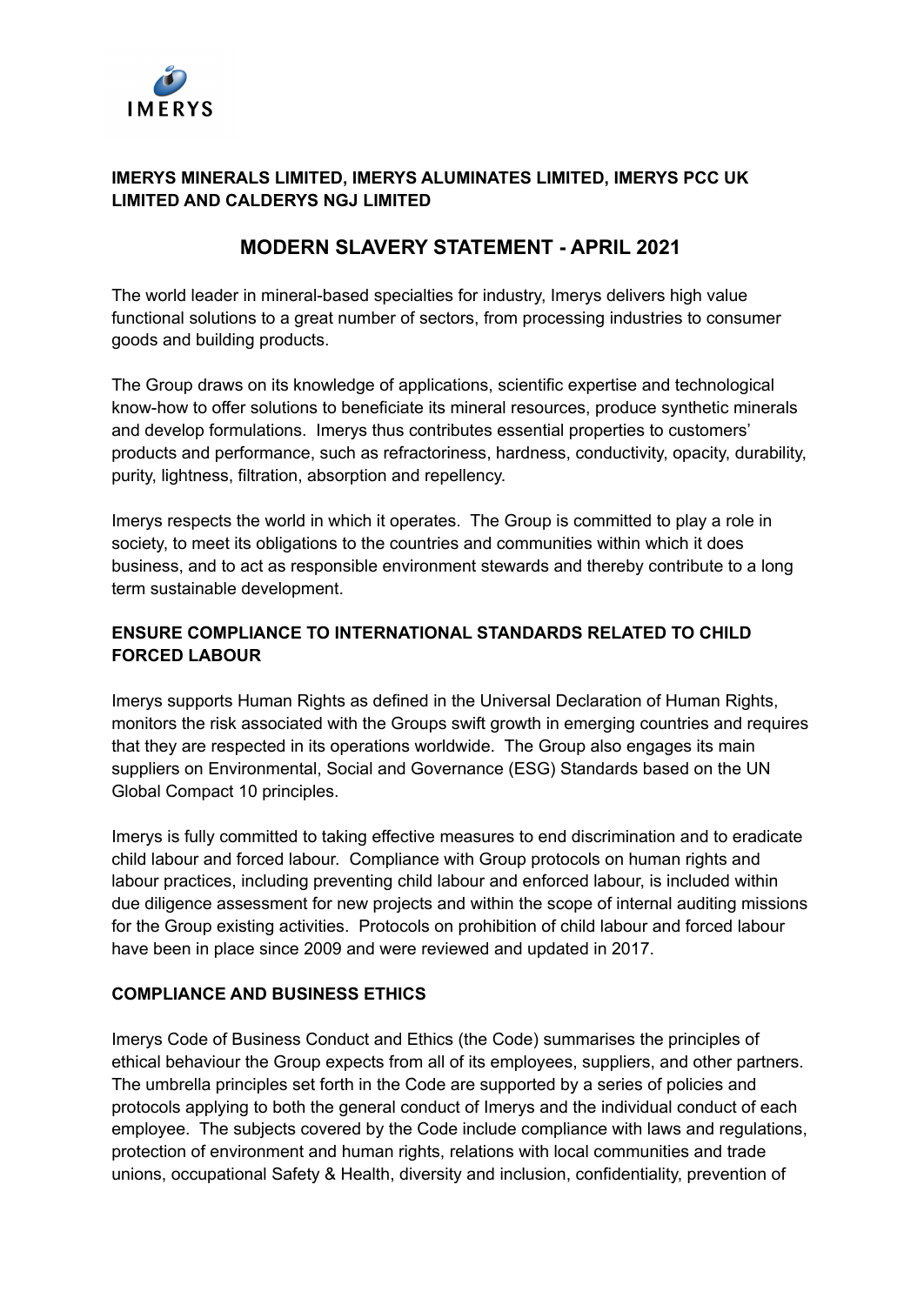IMERYS

**IMERYS MINERALS LIMITED, IMERYS ALUMINATES LIMITED, IMERYS PCC UK LIMITED AND CALDERYS NGJ LIMITED**

# MODERN SLAVERY STATEMENT - APRIL 2021

The world leader in mineral-based specialties for industry, Imerys delivers high value functional solutions to a great number of sectors, from processing industries to consumer goods and building products.

The Group draws on its knowledge of applications, scientific expertise and technological know-how to offer solutions to beneficiate its mineral resources, produce synthetic minerals and develop formulations. Imerys thus contributes essential properties to customers' products and performance, such as refractoriness, hardness, conductivity, opacity, durability, purity, lightness, filtration, absorption and repellency.

Imerys respects the world in which it operates. The Group is committed to play a role in society, to meet its obligations to the countries and communities within which it does business, and to act as responsible environment stewards and thereby contribute to a long term sustainable development.

## ENSURE COMPLIANCE TO INTERNATIONAL STANDARDS RELATED TO CHILD FORCED LABOUR

Imerys supports Human Rights as defined in the Universal Declaration of Human Rights, monitors the risk associated with the Groups swift growth in emerging countries and requires that they are respected in its operations worldwide. The Group also engages its main suppliers on Environmental, Social and Governance (ESG) Standards based on the UN Global Compact 10 principles.

Imerys is fully committed to taking effective measures to end discrimination and to eradicate child labour and forced labour. Compliance with Group protocols on human rights and labour practices, including preventing child labour and enforced labour, is included within due diligence assessment for new projects and within the scope of internal auditing missions for the Group existing activities. Protocols on prohibition of child labour and forced labour have been in place since 2009 and were reviewed and updated in 2017.

## COMPLIANCE AND BUSINESS ETHICS

Imerys Code of Business Conduct and Ethics (the Code) summarises the principles of ethical behaviour the Group expects from all of its employees, suppliers, and other partners. The umbrella principles set forth in the Code are supported by a series of policies and protocols applying to both the general conduct of Imerys and the individual conduct of each employee. The subjects covered by the Code include compliance with laws and regulations, protection of environment and human rights, relations with local communities and trade unions, occupational Safety & Health, diversity and inclusion, confidentiality, prevention of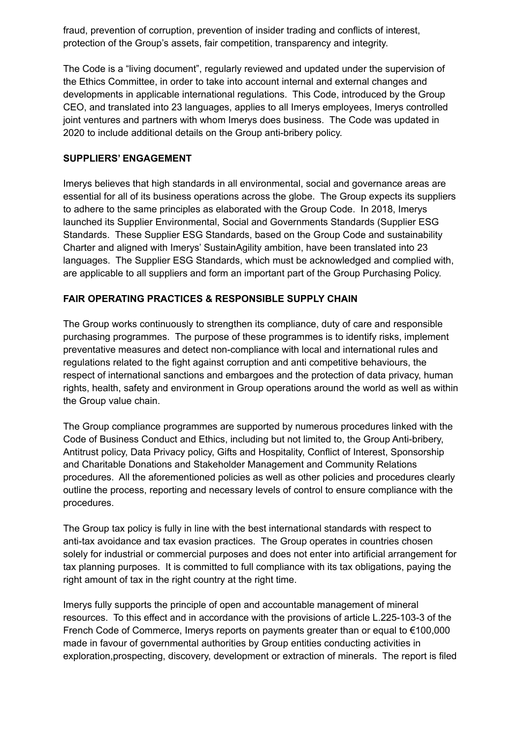fraud, prevention of corruption, prevention of insider trading and conflicts of interest, protection of the Group's assets, fair competition, transparency and integrity.

The Code is a "living document", regularly reviewed and updated under the supervision of the Ethics Committee, in order to take into account internal and external changes and developments in applicable international regulations. This Code, introduced by the Group CEO, and translated into 23 languages, applies to all Imerys employees, Imerys controlled joint ventures and partners with whom Imerys does business. The Code was updated in 2020 to include additional details on the Group anti-bribery policy.

**SUPPLIERS' ENGAGEMENT**

Imerys believes that high standards in all environmental, social and governance areas are essential for all of its business operations across the globe. The Group expects its suppliers to adhere to the same principles as elaborated with the Group Code. In 2018, Imerys launched its Supplier Environmental, Social and Governments Standards (Supplier ESG Standards. These Supplier ESG Standards, based on the Group Code and sustainability Charter and aligned with Imerys' SustainAgility ambition, have been translated into 23 languages. The Supplier ESG Standards, which must be acknowledged and complied with, are applicable to all suppliers and form an important part of the Group Purchasing Policy.

**FAIR OPERATING PRACTICES & RESPONSIBLE SUPPLY CHAIN**

The Group works continuously to strengthen its compliance, duty of care and responsible purchasing programmes. The purpose of these programmes is to identify risks, implement preventative measures and detect non-compliance with local and international rules and regulations related to the fight against corruption and anti competitive behaviours, the respect of international sanctions and embargoes and the protection of data privacy, human rights, health, safety and environment in Group operations around the world as well as within the Group value chain.

The Group compliance programmes are supported by numerous procedures linked with the Code of Business Conduct and Ethics, including but not limited to, the Group Anti-bribery, Antitrust policy, Data Privacy policy, Gifts and Hospitality, Conflict of Interest, Sponsorship and Charitable Donations and Stakeholder Management and Community Relations procedures. All the aforementioned policies as well as other policies and procedures clearly outline the process, reporting and necessary levels of control to ensure compliance with the procedures.

The Group tax policy is fully in line with the best international standards with respect to anti-tax avoidance and tax evasion practices. The Group operates in countries chosen solely for industrial or commercial purposes and does not enter into artificial arrangement for tax planning purposes. It is committed to full compliance with its tax obligations, paying the right amount of tax in the right country at the right time.

Imerys fully supports the principle of open and accountable management of mineral resources. To this effect and in accordance with the provisions of article L.225-103-3 of the French Code of Commerce, Imerys reports on payments greater than or equal to €100,000 made in favour of governmental authorities by Group entities conducting activities in exploration,prospecting, discovery, development or extraction of minerals. The report is filed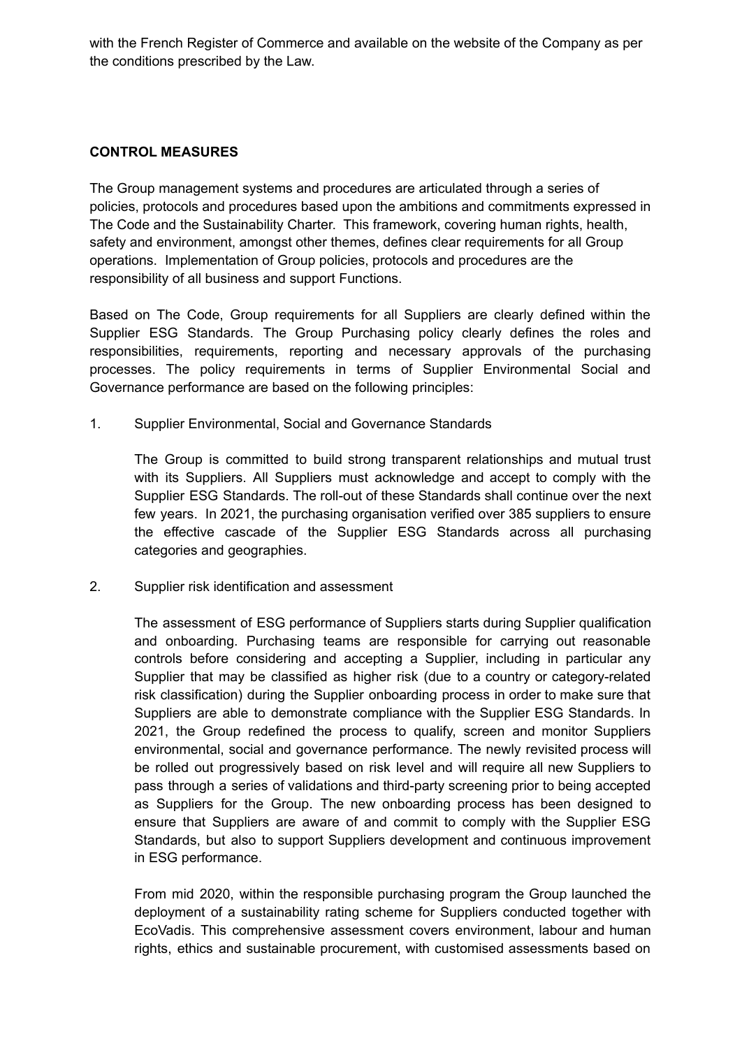with the French Register of Commerce and available on the website of the Company as per the conditions prescribed by the Law.

## CONTROL MEASURES

The Group management systems and procedures are articulated through a series of policies, protocols and procedures based upon the ambitions and commitments expressed in The Code and the Sustainability Charter. This framework, covering human rights, health, safety and environment, amongst other themes, defines clear requirements for all Group operations. Implementation of Group policies, protocols and procedures are the responsibility of all business and support Functions.

Based on The Code, Group requirements for all Suppliers are clearly defined within the Supplier ESG Standards. The Group Purchasing policy clearly defines the roles and responsibilities, requirements, reporting and necessary approvals of the purchasing processes. The policy requirements in terms of Supplier Environmental Social and Governance performance are based on the following principles:

1. Supplier Environmental, Social and Governance Standards

   The Group is committed to build strong transparent relationships and mutual trust with its Suppliers. All Suppliers must acknowledge and accept to comply with the Supplier ESG Standards. The roll-out of these Standards shall continue over the next few years. In 2021, the purchasing organisation verified over 385 suppliers to ensure the effective cascade of the Supplier ESG Standards across all purchasing categories and geographies.

2. Supplier risk identification and assessment

   The assessment of ESG performance of Suppliers starts during Supplier qualification and onboarding. Purchasing teams are responsible for carrying out reasonable controls before considering and accepting a Supplier, including in particular any Supplier that may be classified as higher risk (due to a country or category-related risk classification) during the Supplier onboarding process in order to make sure that Suppliers are able to demonstrate compliance with the Supplier ESG Standards. In 2021, the Group redefined the process to qualify, screen and monitor Suppliers environmental, social and governance performance. The newly revisited process will be rolled out progressively based on risk level and will require all new Suppliers to pass through a series of validations and third-party screening prior to being accepted as Suppliers for the Group. The new onboarding process has been designed to ensure that Suppliers are aware of and commit to comply with the Supplier ESG Standards, but also to support Suppliers development and continuous improvement in ESG performance.

   From mid 2020, within the responsible purchasing program the Group launched the deployment of a sustainability rating scheme for Suppliers conducted together with EcoVadis. This comprehensive assessment covers environment, labour and human rights, ethics and sustainable procurement, with customised assessments based on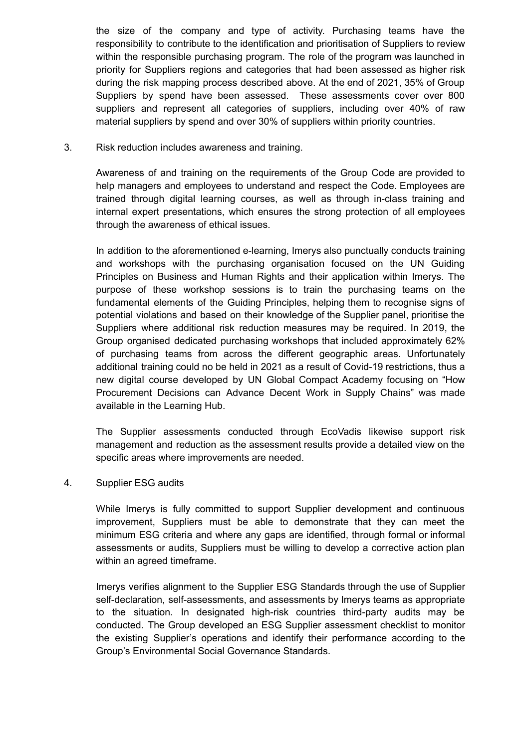the size of the company and type of activity. Purchasing teams have the responsibility to contribute to the identification and prioritisation of Suppliers to review within the responsible purchasing program. The role of the program was launched in priority for Suppliers regions and categories that had been assessed as higher risk during the risk mapping process described above. At the end of 2021, 35% of Group Suppliers by spend have been assessed. These assessments cover over 800 suppliers and represent all categories of suppliers, including over 40% of raw material suppliers by spend and over 30% of suppliers within priority countries.

3. Risk reduction includes awareness and training.

   Awareness of and training on the requirements of the Group Code are provided to help managers and employees to understand and respect the Code. Employees are trained through digital learning courses, as well as through in-class training and internal expert presentations, which ensures the strong protection of all employees through the awareness of ethical issues.

   In addition to the aforementioned e-learning, Imerys also punctually conducts training and workshops with the purchasing organisation focused on the UN Guiding Principles on Business and Human Rights and their application within Imerys. The purpose of these workshop sessions is to train the purchasing teams on the fundamental elements of the Guiding Principles, helping them to recognise signs of potential violations and based on their knowledge of the Supplier panel, prioritise the Suppliers where additional risk reduction measures may be required. In 2019, the Group organised dedicated purchasing workshops that included approximately 62% of purchasing teams from across the different geographic areas. Unfortunately additional training could no be held in 2021 as a result of Covid-19 restrictions, thus a new digital course developed by UN Global Compact Academy focusing on "How Procurement Decisions can Advance Decent Work in Supply Chains" was made available in the Learning Hub.

   The Supplier assessments conducted through EcoVadis likewise support risk management and reduction as the assessment results provide a detailed view on the specific areas where improvements are needed.

4. Supplier ESG audits

   While Imerys is fully committed to support Supplier development and continuous improvement, Suppliers must be able to demonstrate that they can meet the minimum ESG criteria and where any gaps are identified, through formal or informal assessments or audits, Suppliers must be willing to develop a corrective action plan within an agreed timeframe.

   Imerys verifies alignment to the Supplier ESG Standards through the use of Supplier self-declaration, self-assessments, and assessments by Imerys teams as appropriate to the situation. In designated high-risk countries third-party audits may be conducted. The Group developed an ESG Supplier assessment checklist to monitor the existing Supplier's operations and identify their performance according to the Group's Environmental Social Governance Standards.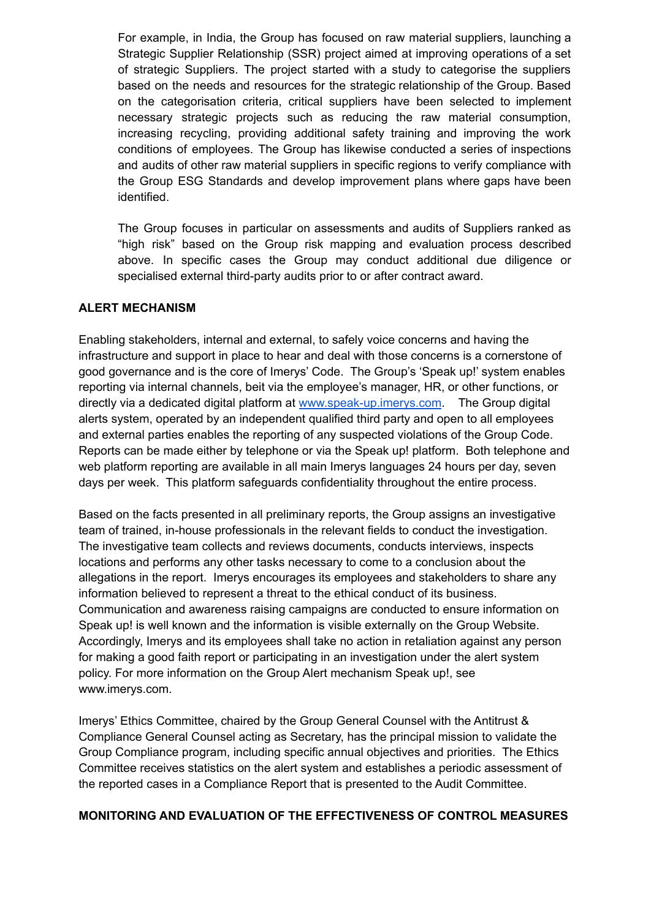For example, in India, the Group has focused on raw material suppliers, launching a Strategic Supplier Relationship (SSR) project aimed at improving operations of a set of strategic Suppliers. The project started with a study to categorise the suppliers based on the needs and resources for the strategic relationship of the Group. Based on the categorisation criteria, critical suppliers have been selected to implement necessary strategic projects such as reducing the raw material consumption, increasing recycling, providing additional safety training and improving the work conditions of employees. The Group has likewise conducted a series of inspections and audits of other raw material suppliers in specific regions to verify compliance with the Group ESG Standards and develop improvement plans where gaps have been identified.

The Group focuses in particular on assessments and audits of Suppliers ranked as "high risk" based on the Group risk mapping and evaluation process described above. In specific cases the Group may conduct additional due diligence or specialised external third-party audits prior to or after contract award.

**ALERT MECHANISM**

Enabling stakeholders, internal and external, to safely voice concerns and having the infrastructure and support in place to hear and deal with those concerns is a cornerstone of good governance and is the core of Imerys' Code. The Group's 'Speak up!' system enables reporting via internal channels, beit via the employee's manager, HR, or other functions, or directly via a dedicated digital platform at [www.speak-up.imerys.com](www.speak-up.imerys.com). The Group digital alerts system, operated by an independent qualified third party and open to all employees and external parties enables the reporting of any suspected violations of the Group Code. Reports can be made either by telephone or via the Speak up! platform. Both telephone and web platform reporting are available in all main Imerys languages 24 hours per day, seven days per week. This platform safeguards confidentiality throughout the entire process.

Based on the facts presented in all preliminary reports, the Group assigns an investigative team of trained, in-house professionals in the relevant fields to conduct the investigation. The investigative team collects and reviews documents, conducts interviews, inspects locations and performs any other tasks necessary to come to a conclusion about the allegations in the report. Imerys encourages its employees and stakeholders to share any information believed to represent a threat to the ethical conduct of its business. Communication and awareness raising campaigns are conducted to ensure information on Speak up! is well known and the information is visible externally on the Group Website. Accordingly, Imerys and its employees shall take no action in retaliation against any person for making a good faith report or participating in an investigation under the alert system policy. For more information on the Group Alert mechanism Speak up!, see www.imerys.com.

Imerys' Ethics Committee, chaired by the Group General Counsel with the Antitrust & Compliance General Counsel acting as Secretary, has the principal mission to validate the Group Compliance program, including specific annual objectives and priorities. The Ethics Committee receives statistics on the alert system and establishes a periodic assessment of the reported cases in a Compliance Report that is presented to the Audit Committee.

**MONITORING AND EVALUATION OF THE EFFECTIVENESS OF CONTROL MEASURES**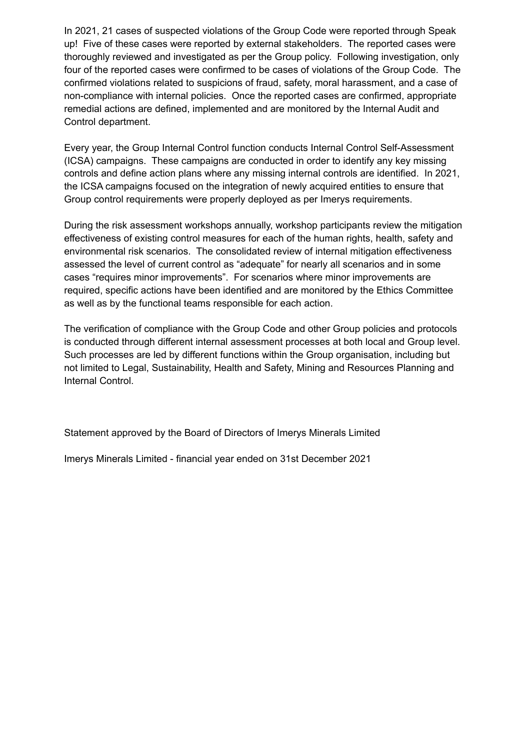In 2021, 21 cases of suspected violations of the Group Code were reported through Speak up! Five of these cases were reported by external stakeholders. The reported cases were thoroughly reviewed and investigated as per the Group policy. Following investigation, only four of the reported cases were confirmed to be cases of violations of the Group Code. The confirmed violations related to suspicions of fraud, safety, moral harassment, and a case of non-compliance with internal policies. Once the reported cases are confirmed, appropriate remedial actions are defined, implemented and are monitored by the Internal Audit and Control department.

Every year, the Group Internal Control function conducts Internal Control Self-Assessment (ICSA) campaigns. These campaigns are conducted in order to identify any key missing controls and define action plans where any missing internal controls are identified. In 2021, the ICSA campaigns focused on the integration of newly acquired entities to ensure that Group control requirements were properly deployed as per Imerys requirements.

During the risk assessment workshops annually, workshop participants review the mitigation effectiveness of existing control measures for each of the human rights, health, safety and environmental risk scenarios. The consolidated review of internal mitigation effectiveness assessed the level of current control as "adequate" for nearly all scenarios and in some cases "requires minor improvements". For scenarios where minor improvements are required, specific actions have been identified and are monitored by the Ethics Committee as well as by the functional teams responsible for each action.

The verification of compliance with the Group Code and other Group policies and protocols is conducted through different internal assessment processes at both local and Group level. Such processes are led by different functions within the Group organisation, including but not limited to Legal, Sustainability, Health and Safety, Mining and Resources Planning and Internal Control.

Statement approved by the Board of Directors of Imerys Minerals Limited

Imerys Minerals Limited - financial year ended on 31st December 2021